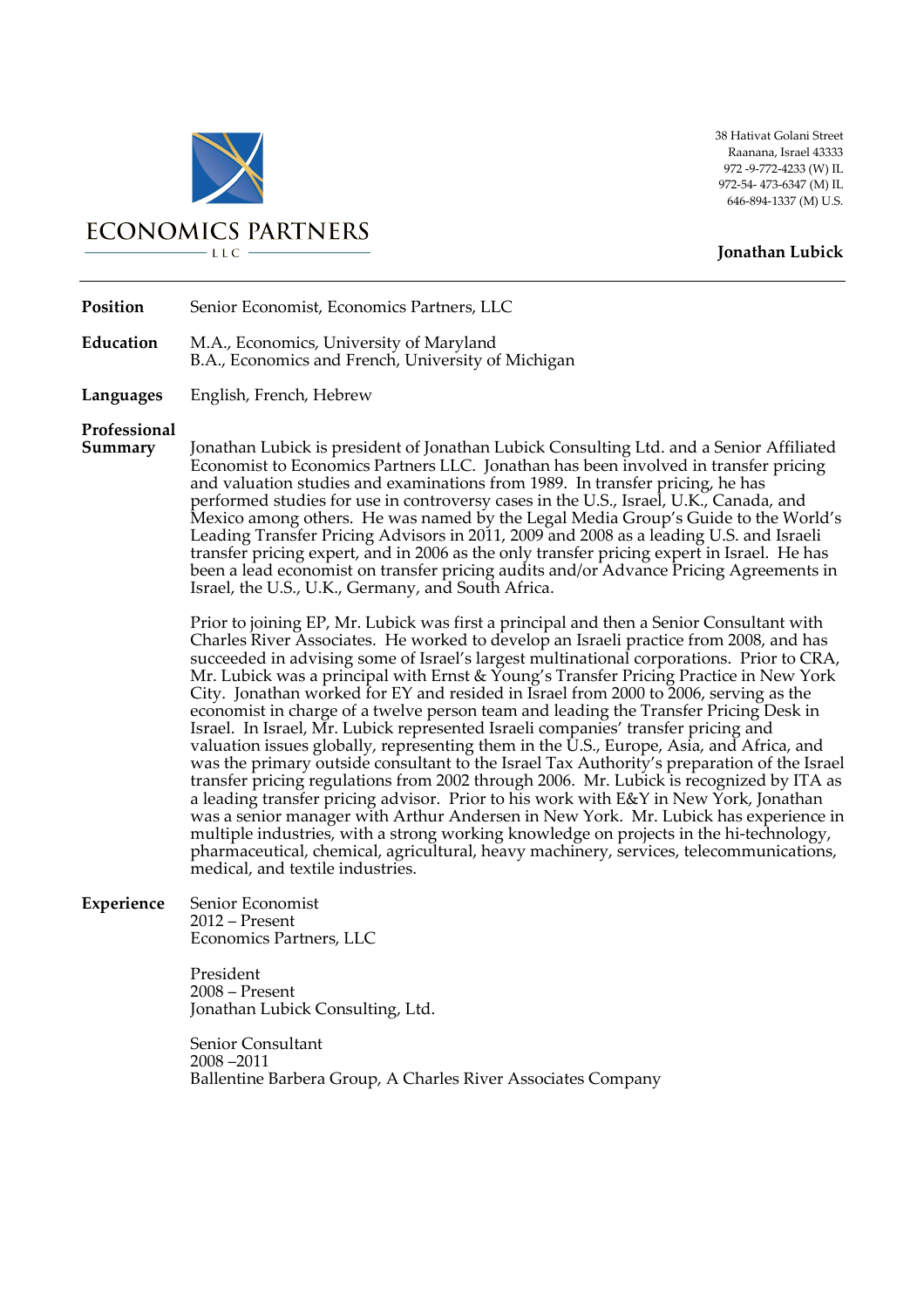ECONOMICS PARTNERS

LLC

38 Hativat Golani Street
Raanana, Israel 43333
972 -9-772-4233 (W) IL
972-54- 473-6347 (M) IL
646-894-1337 (M) U.S.

**Jonathan Lubick**

---

**Position**

Senior Economist, Economics Partners, LLC

**Education**

M.A., Economics, University of Maryland
B.A., Economics and French, University of Michigan

**Languages**

English, French, Hebrew

**Professional Summary**

Jonathan Lubick is president of Jonathan Lubick Consulting Ltd. and a Senior Affiliated Economist to Economics Partners LLC. Jonathan has been involved in transfer pricing and valuation studies and examinations from 1989. In transfer pricing, he has performed studies for use in controversy cases in the U.S., Israel, U.K., Canada, and Mexico among others. He was named by the Legal Media Group's Guide to the World's Leading Transfer Pricing Advisors in 2011, 2009 and 2008 as a leading U.S. and Israeli transfer pricing expert, and in 2006 as the only transfer pricing expert in Israel. He has been a lead economist on transfer pricing audits and/or Advance Pricing Agreements in Israel, the U.S., U.K., Germany, and South Africa.

Prior to joining EP, Mr. Lubick was first a principal and then a Senior Consultant with Charles River Associates. He worked to develop an Israeli practice from 2008, and has succeeded in advising some of Israel's largest multinational corporations. Prior to CRA, Mr. Lubick was a principal with Ernst & Young's Transfer Pricing Practice in New York City. Jonathan worked for EY and resided in Israel from 2000 to 2006, serving as the economist in charge of a twelve person team and leading the Transfer Pricing Desk in Israel. In Israel, Mr. Lubick represented Israeli companies' transfer pricing and valuation issues globally, representing them in the U.S., Europe, Asia, and Africa, and was the primary outside consultant to the Israel Tax Authority's preparation of the Israel transfer pricing regulations from 2002 through 2006. Mr. Lubick is recognized by ITA as a leading transfer pricing advisor. Prior to his work with E&Y in New York, Jonathan was a senior manager with Arthur Andersen in New York. Mr. Lubick has experience in multiple industries, with a strong working knowledge on projects in the hi-technology, pharmaceutical, chemical, agricultural, heavy machinery, services, telecommunications, medical, and textile industries.

**Experience**

Senior Economist
2012 – Present
Economics Partners, LLC

President
2008 – Present
Jonathan Lubick Consulting, Ltd.

Senior Consultant
2008 –2011
Ballentine Barbera Group, A Charles River Associates Company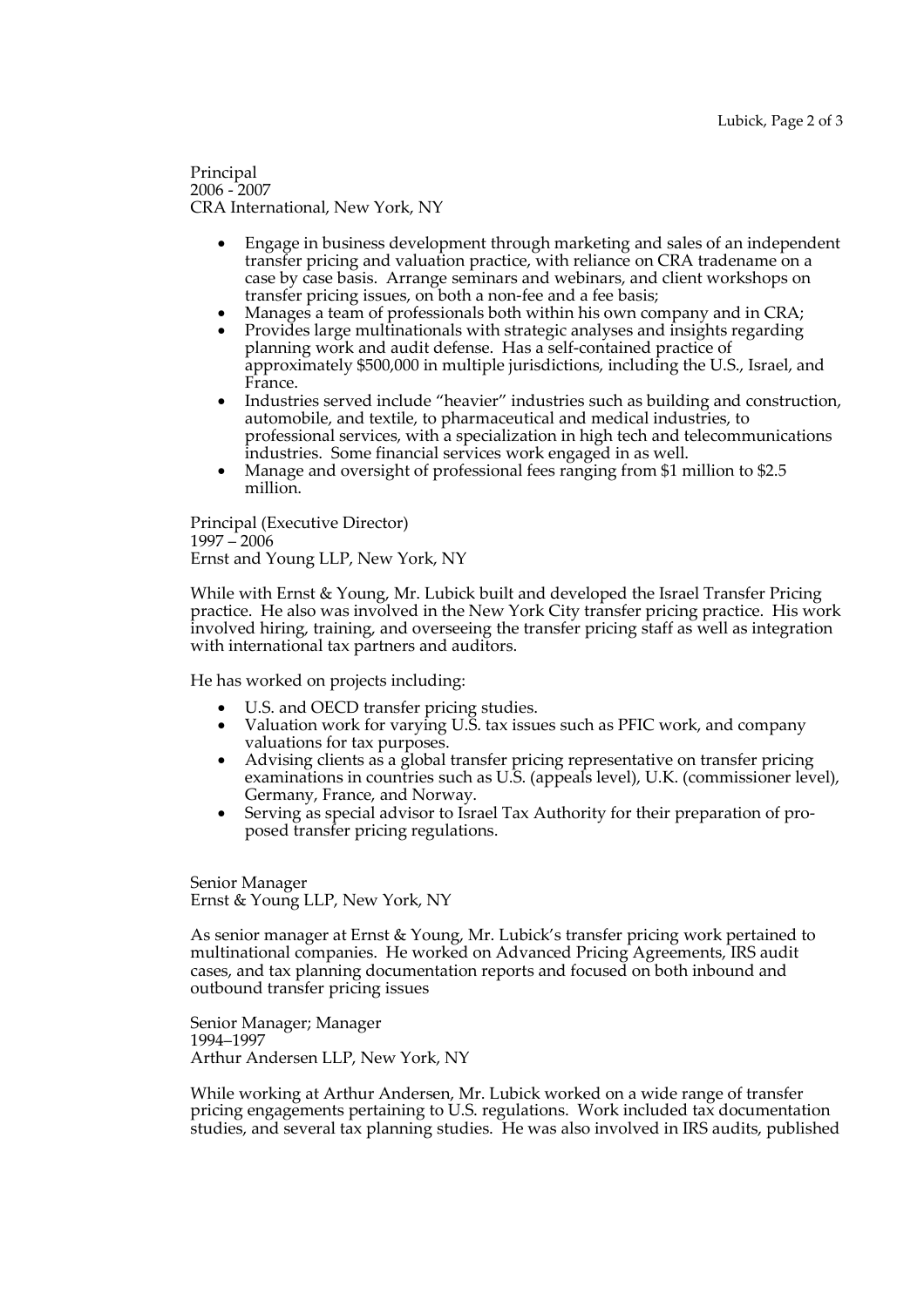Principal
2006 - 2007
CRA International, New York, NY

- Engage in business development through marketing and sales of an independent transfer pricing and valuation practice, with reliance on CRA tradename on a case by case basis. Arrange seminars and webinars, and client workshops on transfer pricing issues, on both a non-fee and a fee basis;
- Manages a team of professionals both within his own company and in CRA;
- Provides large multinationals with strategic analyses and insights regarding planning work and audit defense. Has a self-contained practice of approximately $500,000 in multiple jurisdictions, including the U.S., Israel, and France.
- Industries served include "heavier" industries such as building and construction, automobile, and textile, to pharmaceutical and medical industries, to professional services, with a specialization in high tech and telecommunications industries. Some financial services work engaged in as well.
- Manage and oversight of professional fees ranging from $1 million to $2.5 million.

Principal (Executive Director)
1997 – 2006
Ernst and Young LLP, New York, NY

While with Ernst & Young, Mr. Lubick built and developed the Israel Transfer Pricing practice. He also was involved in the New York City transfer pricing practice. His work involved hiring, training, and overseeing the transfer pricing staff as well as integration with international tax partners and auditors.

He has worked on projects including:

- U.S. and OECD transfer pricing studies.
- Valuation work for varying U.S. tax issues such as PFIC work, and company valuations for tax purposes.
- Advising clients as a global transfer pricing representative on transfer pricing examinations in countries such as U.S. (appeals level), U.K. (commissioner level), Germany, France, and Norway.
- Serving as special advisor to Israel Tax Authority for their preparation of proposed transfer pricing regulations.

Senior Manager
Ernst & Young LLP, New York, NY

As senior manager at Ernst & Young, Mr. Lubick's transfer pricing work pertained to multinational companies. He worked on Advanced Pricing Agreements, IRS audit cases, and tax planning documentation reports and focused on both inbound and outbound transfer pricing issues

Senior Manager; Manager
1994–1997
Arthur Andersen LLP, New York, NY

While working at Arthur Andersen, Mr. Lubick worked on a wide range of transfer pricing engagements pertaining to U.S. regulations. Work included tax documentation studies, and several tax planning studies. He was also involved in IRS audits, published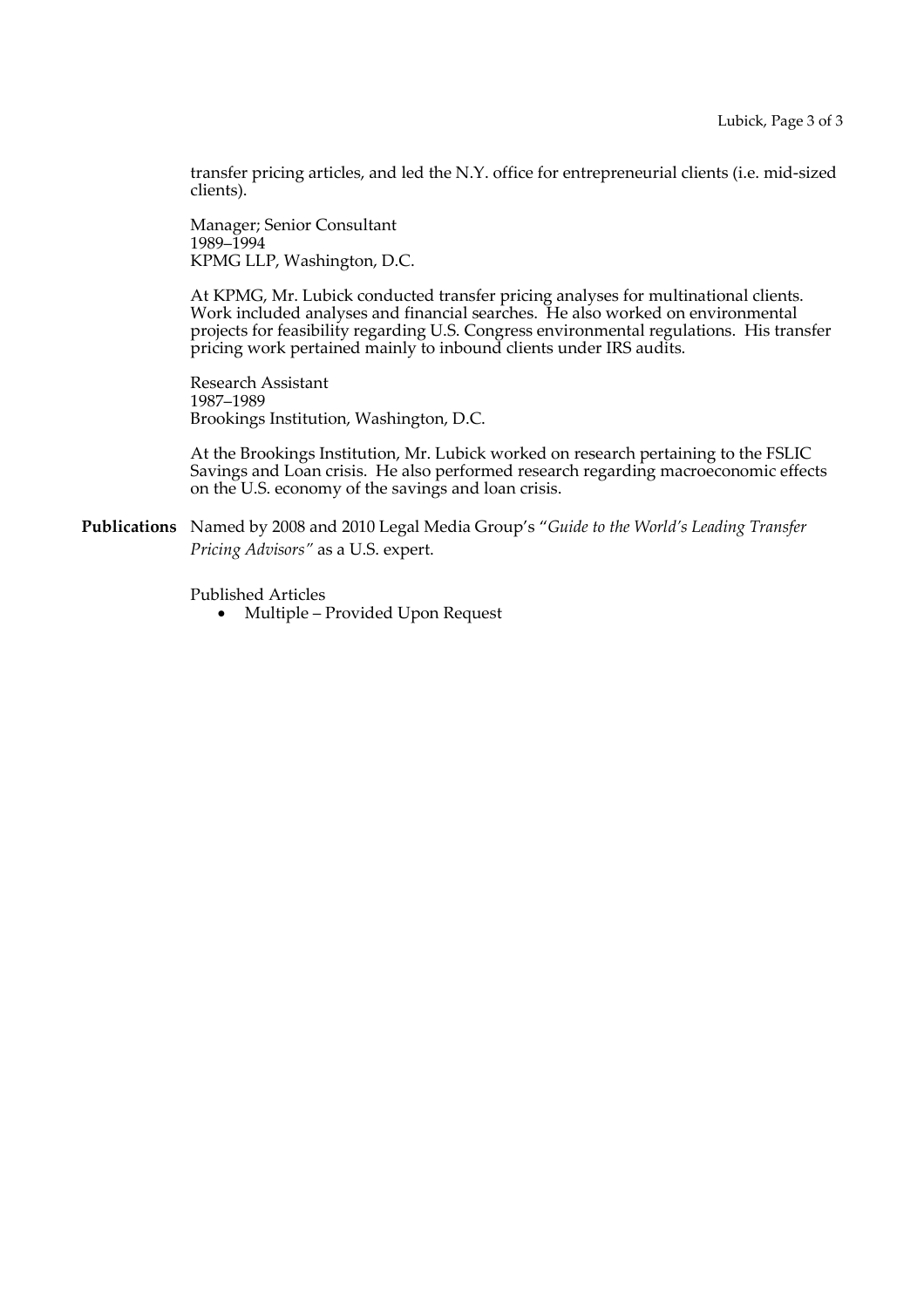transfer pricing articles, and led the N.Y. office for entrepreneurial clients (i.e. mid-sized clients).

Manager; Senior Consultant
1989–1994
KPMG LLP, Washington, D.C.

At KPMG, Mr. Lubick conducted transfer pricing analyses for multinational clients. Work included analyses and financial searches. He also worked on environmental projects for feasibility regarding U.S. Congress environmental regulations. His transfer pricing work pertained mainly to inbound clients under IRS audits.

Research Assistant
1987–1989
Brookings Institution, Washington, D.C.

At the Brookings Institution, Mr. Lubick worked on research pertaining to the FSLIC Savings and Loan crisis. He also performed research regarding macroeconomic effects on the U.S. economy of the savings and loan crisis.

**Publications** Named by 2008 and 2010 Legal Media Group's "*Guide to the World's Leading Transfer Pricing Advisors"* as a U.S. expert.

Published Articles

- Multiple – Provided Upon Request